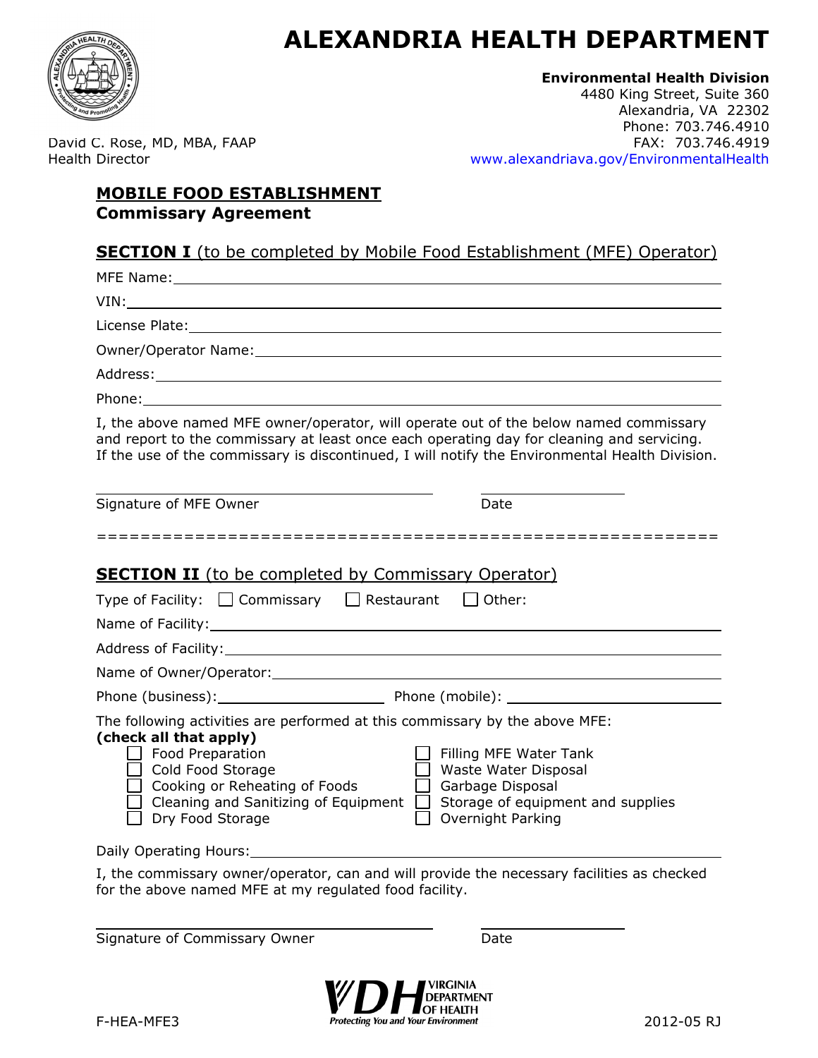# ALEXANDRIA HEALTH DEPARTMENT

**Environmental Health Division**
4480 King Street, Suite 360
Alexandria, VA 22302
Phone: 703.746.4910
FAX: 703.746.4919
www.alexandriava.gov/EnvironmentalHealth

David C. Rose, MD, MBA, FAAP
Health Director

## MOBILE FOOD ESTABLISHMENT
**Commissary Agreement**

### SECTION I (to be completed by Mobile Food Establishment (MFE) Operator)

MFE Name: ______________________________

VIN: ______________________________

License Plate: ______________________________

Owner/Operator Name: ______________________________

Address: ______________________________

Phone: ______________________________

I, the above named MFE owner/operator, will operate out of the below named commissary and report to the commissary at least once each operating day for cleaning and servicing. If the use of the commissary is discontinued, I will notify the Environmental Health Division.

______________________________ ______________
Signature of MFE Owner Date

==========================================================

### SECTION II (to be completed by Commissary Operator)

Type of Facility: ☐ Commissary ☐ Restaurant ☐ Other:

Name of Facility: ______________________________

Address of Facility: ______________________________

Name of Owner/Operator: ______________________________

Phone (business): ______________ Phone (mobile): ______________

The following activities are performed at this commissary by the above MFE:
**(check all that apply)**

- ☐ Food Preparation
- ☐ Cold Food Storage
- ☐ Cooking or Reheating of Foods
- ☐ Cleaning and Sanitizing of Equipment
- ☐ Dry Food Storage
- ☐ Filling MFE Water Tank
- ☐ Waste Water Disposal
- ☐ Garbage Disposal
- ☐ Storage of equipment and supplies
- ☐ Overnight Parking

Daily Operating Hours: ______________________________

I, the commissary owner/operator, can and will provide the necessary facilities as checked for the above named MFE at my regulated food facility.

______________________________ ______________
Signature of Commissary Owner Date

VIRGINIA DEPARTMENT OF HEALTH
Protecting You and Your Environment

F-HEA-MFE3 2012-05 RJ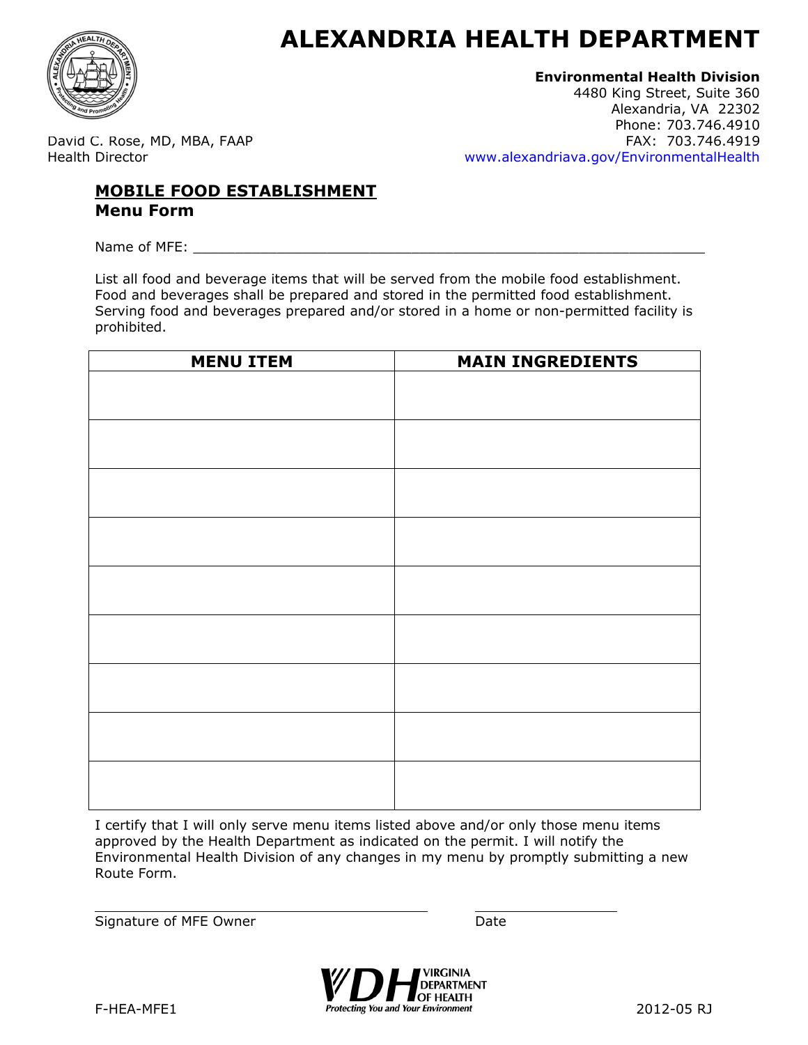# ALEXANDRIA HEALTH DEPARTMENT

**Environmental Health Division**
4480 King Street, Suite 360
Alexandria, VA 22302
Phone: 703.746.4910
FAX: 703.746.4919
www.alexandriava.gov/EnvironmentalHealth

David C. Rose, MD, MBA, FAAP
Health Director

## MOBILE FOOD ESTABLISHMENT
**Menu Form**

Name of MFE: ___________________________________________________________

List all food and beverage items that will be served from the mobile food establishment. Food and beverages shall be prepared and stored in the permitted food establishment. Serving food and beverages prepared and/or stored in a home or non-permitted facility is prohibited.

| MENU ITEM | MAIN INGREDIENTS |
|---|---|
| | |
| | |
| | |
| | |
| | |
| | |
| | |
| | |
| | |

I certify that I will only serve menu items listed above and/or only those menu items approved by the Health Department as indicated on the permit. I will notify the Environmental Health Division of any changes in my menu by promptly submitting a new Route Form.

_______________________________________ Signature of MFE Owner

_________________ Date

VIRGINIA DEPARTMENT OF HEALTH
Protecting You and Your Environment

F-HEA-MFE1

2012-05 RJ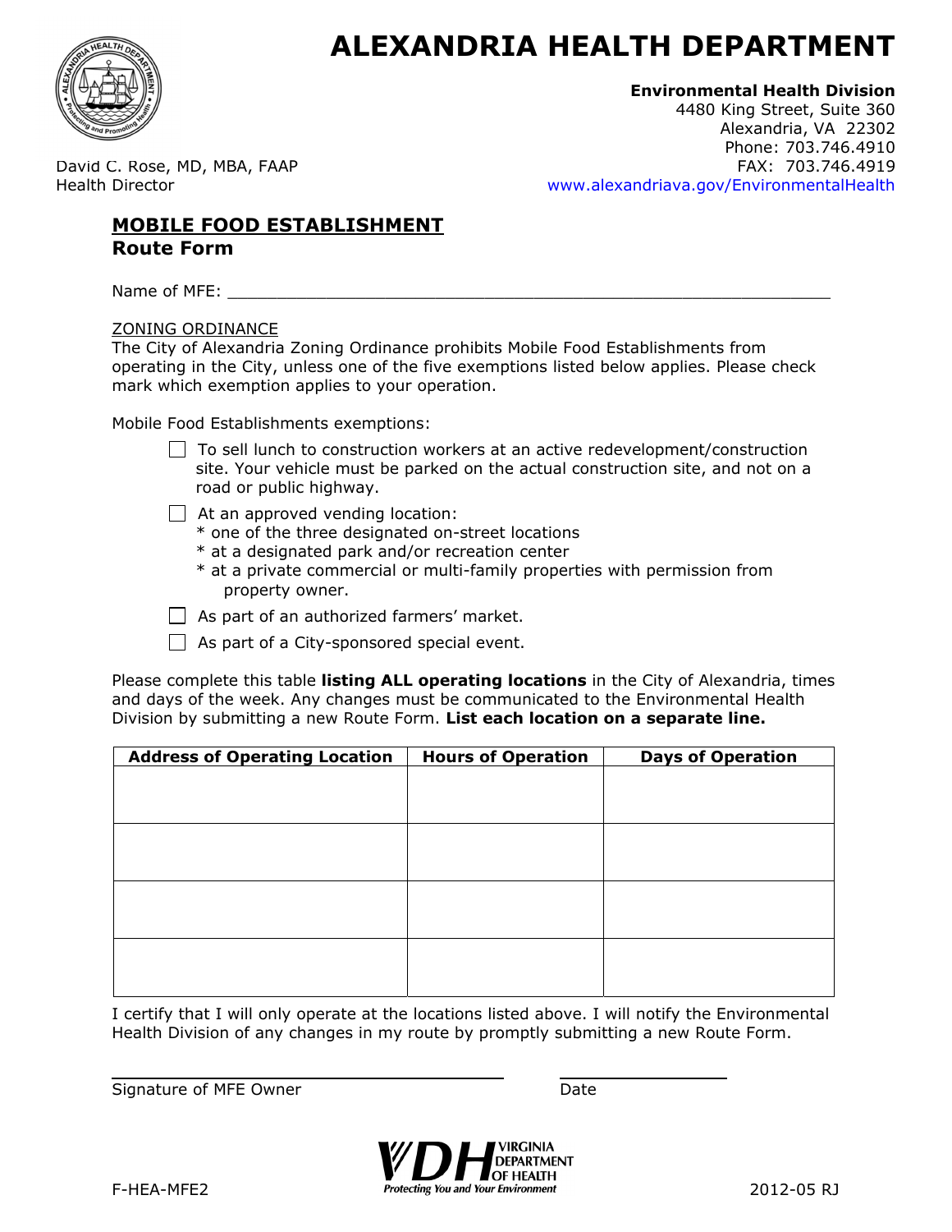# ALEXANDRIA HEALTH DEPARTMENT

**Environmental Health Division**
4480 King Street, Suite 360
Alexandria, VA 22302
Phone: 703.746.4910
FAX: 703.746.4919
www.alexandriava.gov/EnvironmentalHealth

David C. Rose, MD, MBA, FAAP
Health Director

## MOBILE FOOD ESTABLISHMENT
### Route Form

Name of MFE: ____________________________________________________________

ZONING ORDINANCE
The City of Alexandria Zoning Ordinance prohibits Mobile Food Establishments from operating in the City, unless one of the five exemptions listed below applies. Please check mark which exemption applies to your operation.

Mobile Food Establishments exemptions:

- ☐ To sell lunch to construction workers at an active redevelopment/construction site. Your vehicle must be parked on the actual construction site, and not on a road or public highway.
- ☐ At an approved vending location:
  * one of the three designated on-street locations
  * at a designated park and/or recreation center
  * at a private commercial or multi-family properties with permission from property owner.
- ☐ As part of an authorized farmers' market.
- ☐ As part of a City-sponsored special event.

Please complete this table **listing ALL operating locations** in the City of Alexandria, times and days of the week. Any changes must be communicated to the Environmental Health Division by submitting a new Route Form. **List each location on a separate line.**

| Address of Operating Location | Hours of Operation | Days of Operation |
|---|---|---|
| | | |
| | | |
| | | |
| | | |

I certify that I will only operate at the locations listed above. I will notify the Environmental Health Division of any changes in my route by promptly submitting a new Route Form.

______________________________ ____________
Signature of MFE Owner Date

F-HEA-MFE2 2012-05 RJ